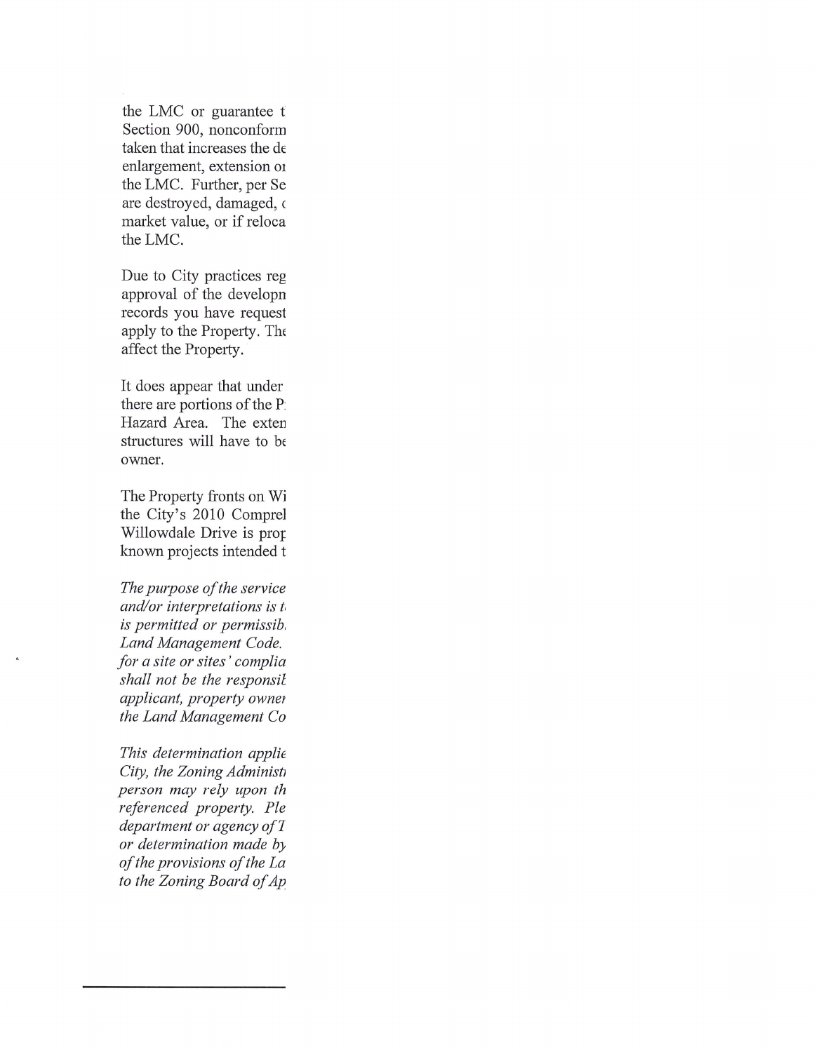the LMC or guarantee t
Section 900, nonconform
taken that increases the de
enlargement, extension or
the LMC. Further, per Se
are destroyed, damaged, c
market value, or if reloca
the LMC.

Due to City practices reg
approval of the developn
records you have request
apply to the Property. The
affect the Property.

It does appear that under
there are portions of the P
Hazard Area. The exten
structures will have to be
owner.

The Property fronts on Wi
the City's 2010 Comprel
Willowdale Drive is prop
known projects intended t

*The purpose of the service*
*and/or interpretations is t*
*is permitted or permissib*
*Land Management Code.*
*for a site or sites' complia*
*shall not be the responsib*
*applicant, property owner*
*the Land Management Co*

*This determination applie*
*City, the Zoning Administr*
*person may rely upon th*
*referenced property. Ple*
*department or agency of T*
*or determination made by*
*of the provisions of the La*
*to the Zoning Board of Ap*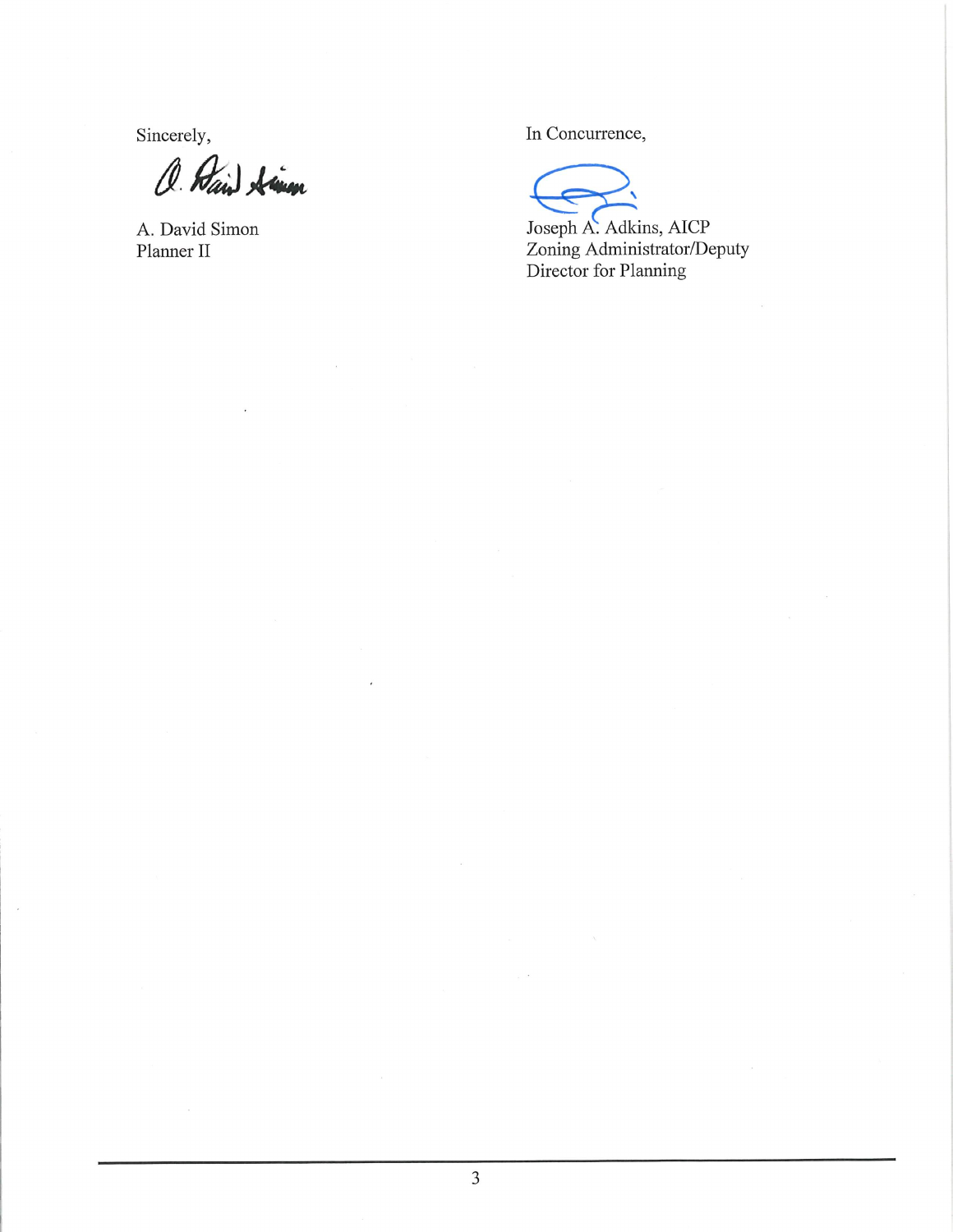Sincerely,

A. David Simon
Planner II

In Concurrence,

Joseph A. Adkins, AICP
Zoning Administrator/Deputy
Director for Planning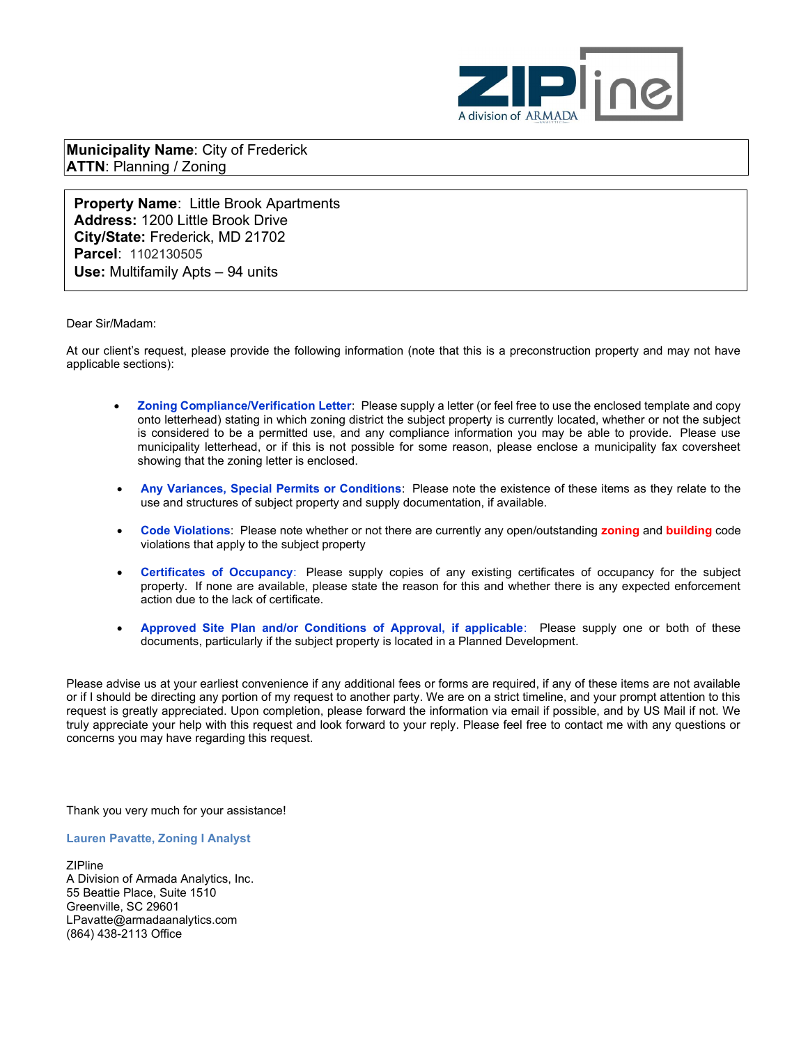ZIPline
A division of ARMADA

**Municipality Name**: City of Frederick
**ATTN**: Planning / Zoning

**Property Name**: Little Brook Apartments
**Address:** 1200 Little Brook Drive
**City/State:** Frederick, MD 21702
**Parcel**: 1102130505
**Use:** Multifamily Apts – 94 units

Dear Sir/Madam:

At our client's request, please provide the following information (note that this is a preconstruction property and may not have applicable sections):

- **Zoning Compliance/Verification Letter**: Please supply a letter (or feel free to use the enclosed template and copy onto letterhead) stating in which zoning district the subject property is currently located, whether or not the subject is considered to be a permitted use, and any compliance information you may be able to provide. Please use municipality letterhead, or if this is not possible for some reason, please enclose a municipality fax coversheet showing that the zoning letter is enclosed.
- **Any Variances, Special Permits or Conditions**: Please note the existence of these items as they relate to the use and structures of subject property and supply documentation, if available.
- **Code Violations**: Please note whether or not there are currently any open/outstanding **zoning** and **building** code violations that apply to the subject property
- **Certificates of Occupancy**: Please supply copies of any existing certificates of occupancy for the subject property. If none are available, please state the reason for this and whether there is any expected enforcement action due to the lack of certificate.
- **Approved Site Plan and/or Conditions of Approval, if applicable**: Please supply one or both of these documents, particularly if the subject property is located in a Planned Development.

Please advise us at your earliest convenience if any additional fees or forms are required, if any of these items are not available or if I should be directing any portion of my request to another party. We are on a strict timeline, and your prompt attention to this request is greatly appreciated. Upon completion, please forward the information via email if possible, and by US Mail if not. We truly appreciate your help with this request and look forward to your reply. Please feel free to contact me with any questions or concerns you may have regarding this request.

Thank you very much for your assistance!

**Lauren Pavatte, Zoning I Analyst**

ZIPline
A Division of Armada Analytics, Inc.
55 Beattie Place, Suite 1510
Greenville, SC 29601
LPavatte@armadaanalytics.com
(864) 438-2113 Office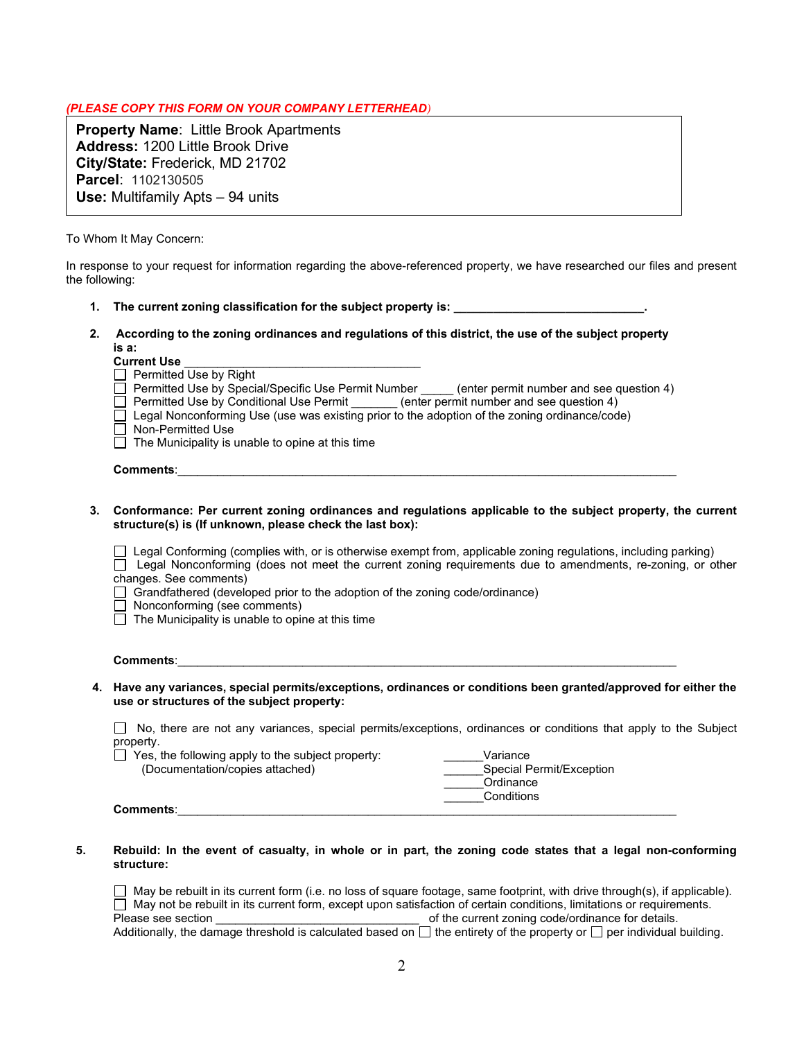*(PLEASE COPY THIS FORM ON YOUR COMPANY LETTERHEAD)*

**Property Name**: Little Brook Apartments
**Address:** 1200 Little Brook Drive
**City/State:** Frederick, MD 21702
**Parcel**: 1102130505
**Use:** Multifamily Apts – 94 units

To Whom It May Concern:

In response to your request for information regarding the above-referenced property, we have researched our files and present the following:

1. **The current zoning classification for the subject property is: _____________________________.**

2. **According to the zoning ordinances and regulations of this district, the use of the subject property is a:**

   **Current Use** ___________________________________

   ☐ Permitted Use by Right
   ☐ Permitted Use by Special/Specific Use Permit Number _____ (enter permit number and see question 4)
   ☐ Permitted Use by Conditional Use Permit _______ (enter permit number and see question 4)
   ☐ Legal Nonconforming Use (use was existing prior to the adoption of the zoning ordinance/code)
   ☐ Non-Permitted Use
   ☐ The Municipality is unable to opine at this time

   **Comments**:_____________________________________________________________________________

3. **Conformance: Per current zoning ordinances and regulations applicable to the subject property, the current structure(s) is (If unknown, please check the last box):**

   ☐ Legal Conforming (complies with, or is otherwise exempt from, applicable zoning regulations, including parking)
   ☐ Legal Nonconforming (does not meet the current zoning requirements due to amendments, re-zoning, or other changes. See comments)
   ☐ Grandfathered (developed prior to the adoption of the zoning code/ordinance)
   ☐ Nonconforming (see comments)
   ☐ The Municipality is unable to opine at this time

   **Comments**:_____________________________________________________________________________

4. **Have any variances, special permits/exceptions, ordinances or conditions been granted/approved for either the use or structures of the subject property:**

   ☐ No, there are not any variances, special permits/exceptions, ordinances or conditions that apply to the Subject property.
   ☐ Yes, the following apply to the subject property: (Documentation/copies attached)

   ______Variance
   ______Special Permit/Exception
   ______Ordinance
   ______Conditions

   **Comments**:_____________________________________________________________________________

5. **Rebuild: In the event of casualty, in whole or in part, the zoning code states that a legal non-conforming structure:**

   ☐ May be rebuilt in its current form (i.e. no loss of square footage, same footprint, with drive through(s), if applicable).
   ☐ May not be rebuilt in its current form, except upon satisfaction of certain conditions, limitations or requirements. Please see section ______________________________ of the current zoning code/ordinance for details.
   Additionally, the damage threshold is calculated based on ☐ the entirety of the property or ☐ per individual building.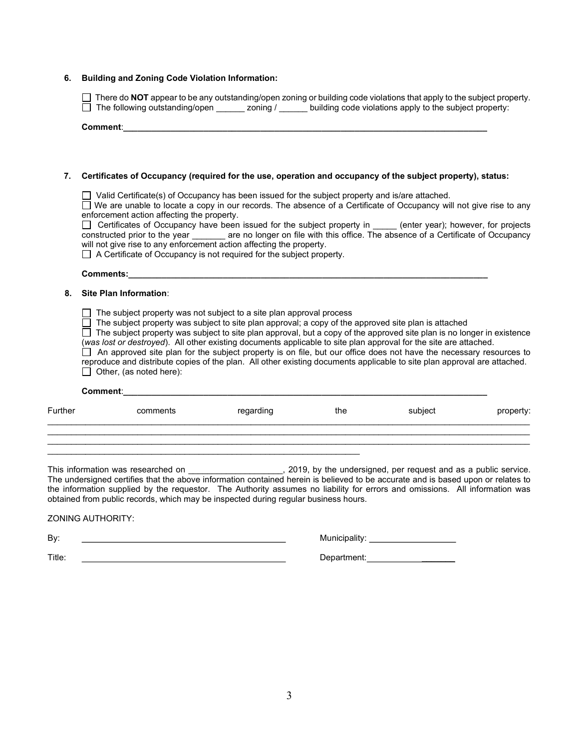6. **Building and Zoning Code Violation Information:**

☐ There do **NOT** appear to be any outstanding/open zoning or building code violations that apply to the subject property.
☐ The following outstanding/open ______ zoning / ______ building code violations apply to the subject property:

**Comment**:______________________________________________________________________________

7. **Certificates of Occupancy (required for the use, operation and occupancy of the subject property), status:**

☐ Valid Certificate(s) of Occupancy has been issued for the subject property and is/are attached.
☐ We are unable to locate a copy in our records. The absence of a Certificate of Occupancy will not give rise to any enforcement action affecting the property.
☐ Certificates of Occupancy have been issued for the subject property in _____ (enter year); however, for projects constructed prior to the year _______ are no longer on file with this office. The absence of a Certificate of Occupancy will not give rise to any enforcement action affecting the property.
☐ A Certificate of Occupancy is not required for the subject property.

**Comments:**______________________________________________________________________________

8. **Site Plan Information**:

☐ The subject property was not subject to a site plan approval process
☐ The subject property was subject to site plan approval; a copy of the approved site plan is attached
☐ The subject property was subject to site plan approval, but a copy of the approved site plan is no longer in existence (*was lost or destroyed*). All other existing documents applicable to site plan approval for the site are attached.
☐ An approved site plan for the subject property is on file, but our office does not have the necessary resources to reproduce and distribute copies of the plan. All other existing documents applicable to site plan approval are attached.
☐ Other, (as noted here):

**Comment**:______________________________________________________________________________

Further comments regarding the subject property: ______________________________________________________________________________
______________________________________________________________________________
______________________________________________________________________________
______________________________________________________________________________

This information was researched on ___________________, 2019, by the undersigned, per request and as a public service. The undersigned certifies that the above information contained herein is believed to be accurate and is based upon or relates to the information supplied by the requestor. The Authority assumes no liability for errors and omissions. All information was obtained from public records, which may be inspected during regular business hours.

ZONING AUTHORITY:

By: ___________________________________________ Municipality: __________________

Title: ___________________________________________ Department: __________________